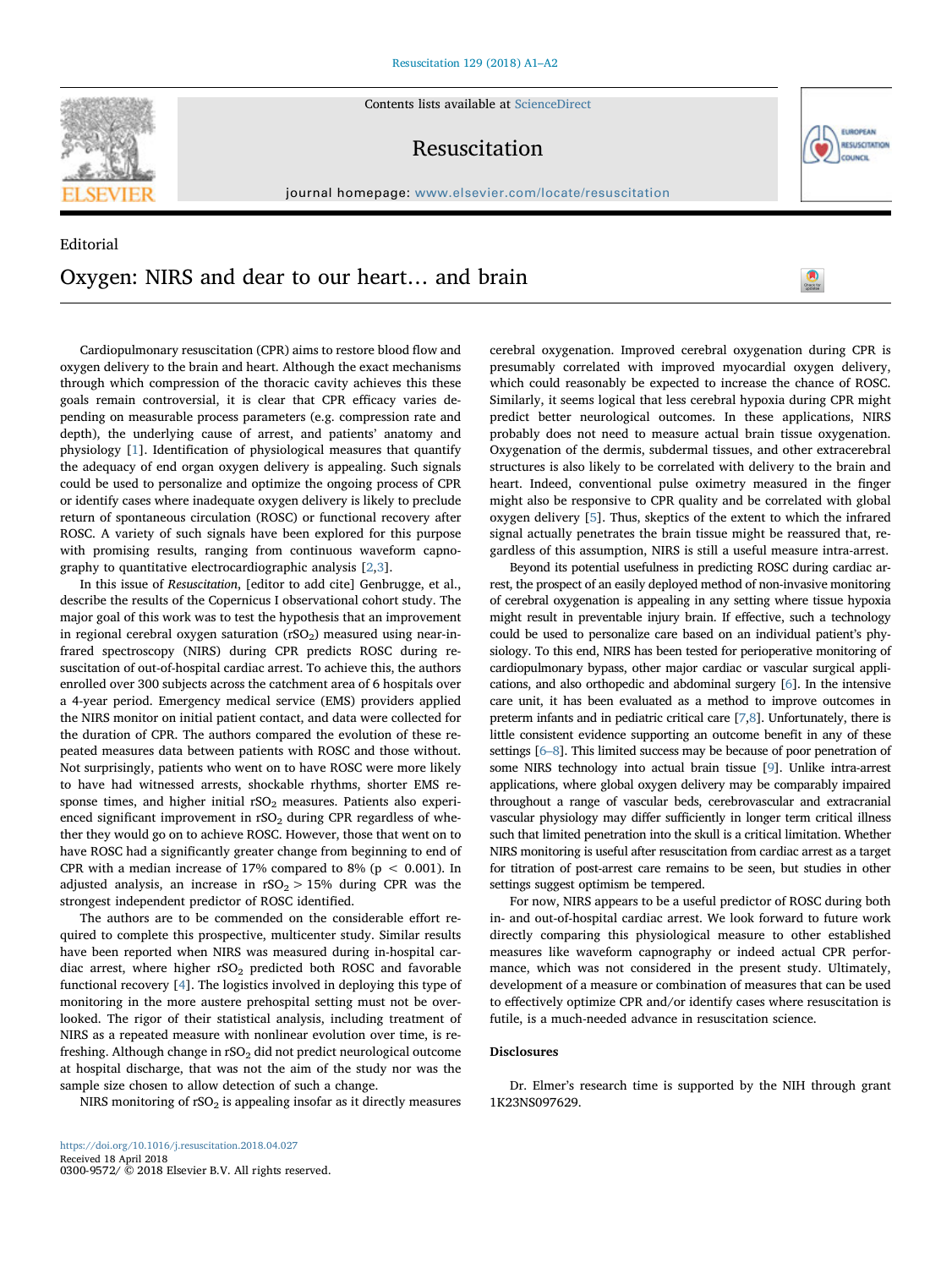Editorial

# Oxygen: NIRS and dear to our heart… and brain

Cardiopulmonary resuscitation (CPR) aims to restore blood flow and oxygen delivery to the brain and heart. Although the exact mechanisms through which compression of the thoracic cavity achieves this these goals remain controversial, it is clear that CPR efficacy varies depending on measurable process parameters (e.g. compression rate and depth), the underlying cause of arrest, and patients' anatomy and physiology [1]. Identification of physiological measures that quantify the adequacy of end organ oxygen delivery is appealing. Such signals could be used to personalize and optimize the ongoing process of CPR or identify cases where inadequate oxygen delivery is likely to preclude return of spontaneous circulation (ROSC) or functional recovery after ROSC. A variety of such signals have been explored for this purpose with promising results, ranging from continuous waveform capnography to quantitative electrocardiographic analysis [2,3].

In this issue of *Resuscitation*, [editor to add cite] Genbrugge, et al., describe the results of the Copernicus I observational cohort study. The major goal of this work was to test the hypothesis that an improvement in regional cerebral oxygen saturation ($rSO_2$) measured using near-infrared spectroscopy (NIRS) during CPR predicts ROSC during resuscitation of out-of-hospital cardiac arrest. To achieve this, the authors enrolled over 300 subjects across the catchment area of 6 hospitals over a 4-year period. Emergency medical service (EMS) providers applied the NIRS monitor on initial patient contact, and data were collected for the duration of CPR. The authors compared the evolution of these repeated measures data between patients with ROSC and those without. Not surprisingly, patients who went on to have ROSC were more likely to have had witnessed arrests, shockable rhythms, shorter EMS response times, and higher initial $rSO_2$ measures. Patients also experienced significant improvement in $rSO_2$ during CPR regardless of whether they would go on to achieve ROSC. However, those that went on to have ROSC had a significantly greater change from beginning to end of CPR with a median increase of 17% compared to 8% ($p < 0.001$). In adjusted analysis, an increase in $rSO_2 > 15\%$ during CPR was the strongest independent predictor of ROSC identified.

The authors are to be commended on the considerable effort required to complete this prospective, multicenter study. Similar results have been reported when NIRS was measured during in-hospital cardiac arrest, where higher $rSO_2$ predicted both ROSC and favorable functional recovery [4]. The logistics involved in deploying this type of monitoring in the more austere prehospital setting must not be overlooked. The rigor of their statistical analysis, including treatment of NIRS as a repeated measure with nonlinear evolution over time, is refreshing. Although change in $rSO_2$ did not predict neurological outcome at hospital discharge, that was not the aim of the study nor was the sample size chosen to allow detection of such a change.

NIRS monitoring of $rSO_2$ is appealing insofar as it directly measures cerebral oxygenation. Improved cerebral oxygenation during CPR is presumably correlated with improved myocardial oxygen delivery, which could reasonably be expected to increase the chance of ROSC. Similarly, it seems logical that less cerebral hypoxia during CPR might predict better neurological outcomes. In these applications, NIRS probably does not need to measure actual brain tissue oxygenation. Oxygenation of the dermis, subdermal tissues, and other extracerebral structures is also likely to be correlated with delivery to the brain and heart. Indeed, conventional pulse oximetry measured in the finger might also be responsive to CPR quality and be correlated with global oxygen delivery [5]. Thus, skeptics of the extent to which the infrared signal actually penetrates the brain tissue might be reassured that, regardless of this assumption, NIRS is still a useful measure intra-arrest.

Beyond its potential usefulness in predicting ROSC during cardiac arrest, the prospect of an easily deployed method of non-invasive monitoring of cerebral oxygenation is appealing in any setting where tissue hypoxia might result in preventable injury brain. If effective, such a technology could be used to personalize care based on an individual patient's physiology. To this end, NIRS has been tested for perioperative monitoring of cardiopulmonary bypass, other major cardiac or vascular surgical applications, and also orthopedic and abdominal surgery [6]. In the intensive care unit, it has been evaluated as a method to improve outcomes in preterm infants and in pediatric critical care [7,8]. Unfortunately, there is little consistent evidence supporting an outcome benefit in any of these settings [6–8]. This limited success may be because of poor penetration of some NIRS technology into actual brain tissue [9]. Unlike intra-arrest applications, where global oxygen delivery may be comparably impaired throughout a range of vascular beds, cerebrovascular and extracranial vascular physiology may differ sufficiently in longer term critical illness such that limited penetration into the skull is a critical limitation. Whether NIRS monitoring is useful after resuscitation from cardiac arrest as a target for titration of post-arrest care remains to be seen, but studies in other settings suggest optimism be tempered.

For now, NIRS appears to be a useful predictor of ROSC during both in- and out-of-hospital cardiac arrest. We look forward to future work directly comparing this physiological measure to other established measures like waveform capnography or indeed actual CPR performance, which was not considered in the present study. Ultimately, development of a measure or combination of measures that can be used to effectively optimize CPR and/or identify cases where resuscitation is futile, is a much-needed advance in resuscitation science.

## Disclosures

Dr. Elmer's research time is supported by the NIH through grant 1K23NS097629.

https://doi.org/10.1016/j.resuscitation.2018.04.027
Received 18 April 2018
0300-9572/ © 2018 Elsevier B.V. All rights reserved.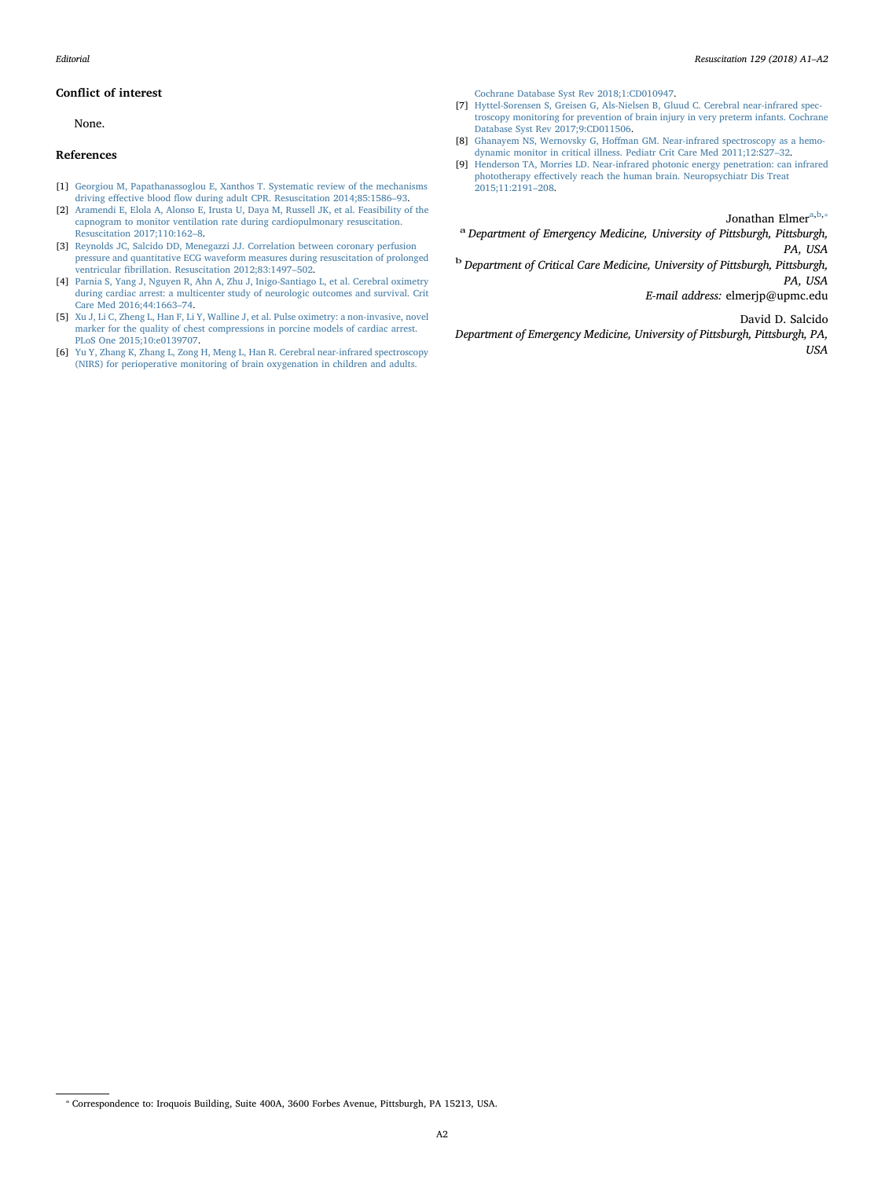## Conflict of interest

None.

## References

[1] Georgiou M, Papathanassoglou E, Xanthos T. Systematic review of the mechanisms driving effective blood flow during adult CPR. Resuscitation 2014;85:1586–93.

[2] Aramendi E, Elola A, Alonso E, Irusta U, Daya M, Russell JK, et al. Feasibility of the capnogram to monitor ventilation rate during cardiopulmonary resuscitation. Resuscitation 2017;110:162–8.

[3] Reynolds JC, Salcido DD, Menegazzi JJ. Correlation between coronary perfusion pressure and quantitative ECG waveform measures during resuscitation of prolonged ventricular fibrillation. Resuscitation 2012;83:1497–502.

[4] Parnia S, Yang J, Nguyen R, Ahn A, Zhu J, Inigo-Santiago L, et al. Cerebral oximetry during cardiac arrest: a multicenter study of neurologic outcomes and survival. Crit Care Med 2016;44:1663–74.

[5] Xu J, Li C, Zheng L, Han F, Li Y, Walline J, et al. Pulse oximetry: a non-invasive, novel marker for the quality of chest compressions in porcine models of cardiac arrest. PLoS One 2015;10:e0139707.

[6] Yu Y, Zhang K, Zhang L, Zong H, Meng L, Han R. Cerebral near-infrared spectroscopy (NIRS) for perioperative monitoring of brain oxygenation in children and adults. Cochrane Database Syst Rev 2018;1:CD010947.

[7] Hyttel-Sorensen S, Greisen G, Als-Nielsen B, Gluud C. Cerebral near-infrared spectroscopy monitoring for prevention of brain injury in very preterm infants. Cochrane Database Syst Rev 2017;9:CD011506.

[8] Ghanayem NS, Wernovsky G, Hoffman GM. Near-infrared spectroscopy as a hemodynamic monitor in critical illness. Pediatr Crit Care Med 2011;12:S27–32.

[9] Henderson TA, Morries LD. Near-infrared photonic energy penetration: can infrared phototherapy effectively reach the human brain. Neuropsychiatr Dis Treat 2015;11:2191–208.

Jonathan Elmer[a,b,*]

[a] *Department of Emergency Medicine, University of Pittsburgh, Pittsburgh, PA, USA*

[b] *Department of Critical Care Medicine, University of Pittsburgh, Pittsburgh, PA, USA*

*E-mail address:* elmerjp@upmc.edu

David D. Salcido

*Department of Emergency Medicine, University of Pittsburgh, Pittsburgh, PA, USA*

[*] Correspondence to: Iroquois Building, Suite 400A, 3600 Forbes Avenue, Pittsburgh, PA 15213, USA.